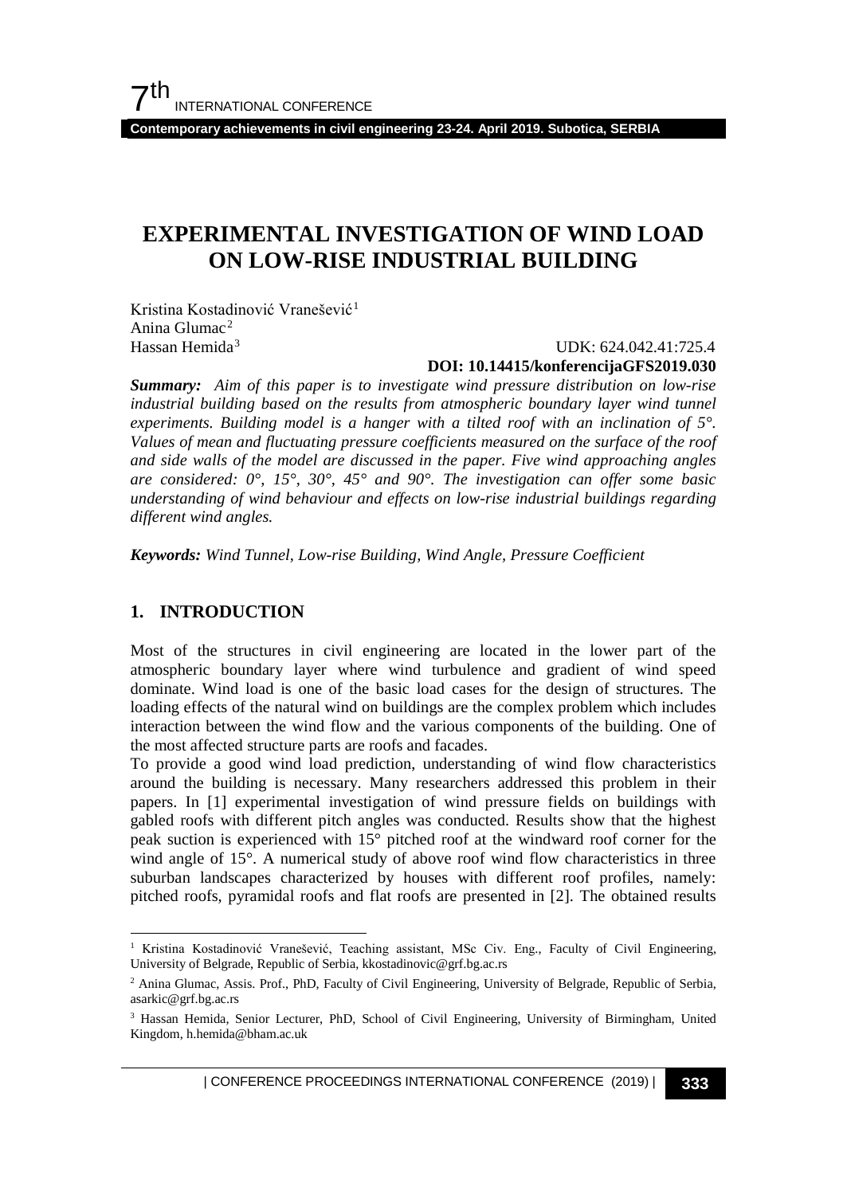# EXPERIMENTAL INVESTIGATION OF WIND LOAD ON LOW-RISE INDUSTRIAL BUILDING

Kristina Kostadinović Vranešević[1]  
Anina Glumac[2]  
Hassan Hemida[3]

UDK: 624.042.41:725.4  
**DOI: 10.14415/konferencijaGFS2019.030**

***Summary:*** *Aim of this paper is to investigate wind pressure distribution on low-rise industrial building based on the results from atmospheric boundary layer wind tunnel experiments. Building model is a hanger with a tilted roof with an inclination of 5°. Values of mean and fluctuating pressure coefficients measured on the surface of the roof and side walls of the model are discussed in the paper. Five wind approaching angles are considered: 0°, 15°, 30°, 45° and 90°. The investigation can offer some basic understanding of wind behaviour and effects on low-rise industrial buildings regarding different wind angles.*

***Keywords:*** *Wind Tunnel, Low-rise Building, Wind Angle, Pressure Coefficient*

## 1. INTRODUCTION

Most of the structures in civil engineering are located in the lower part of the atmospheric boundary layer where wind turbulence and gradient of wind speed dominate. Wind load is one of the basic load cases for the design of structures. The loading effects of the natural wind on buildings are the complex problem which includes interaction between the wind flow and the various components of the building. One of the most affected structure parts are roofs and facades.

To provide a good wind load prediction, understanding of wind flow characteristics around the building is necessary. Many researchers addressed this problem in their papers. In [1] experimental investigation of wind pressure fields on buildings with gabled roofs with different pitch angles was conducted. Results show that the highest peak suction is experienced with 15° pitched roof at the windward roof corner for the wind angle of 15°. A numerical study of above roof wind flow characteristics in three suburban landscapes characterized by houses with different roof profiles, namely: pitched roofs, pyramidal roofs and flat roofs are presented in [2]. The obtained results

---

[1] Kristina Kostadinović Vranešević, Teaching assistant, MSc Civ. Eng., Faculty of Civil Engineering, University of Belgrade, Republic of Serbia, kkostadinovic@grf.bg.ac.rs

[2] Anina Glumac, Assis. Prof., PhD, Faculty of Civil Engineering, University of Belgrade, Republic of Serbia, asarkic@grf.bg.ac.rs

[3] Hassan Hemida, Senior Lecturer, PhD, School of Civil Engineering, University of Birmingham, United Kingdom, h.hemida@bham.ac.uk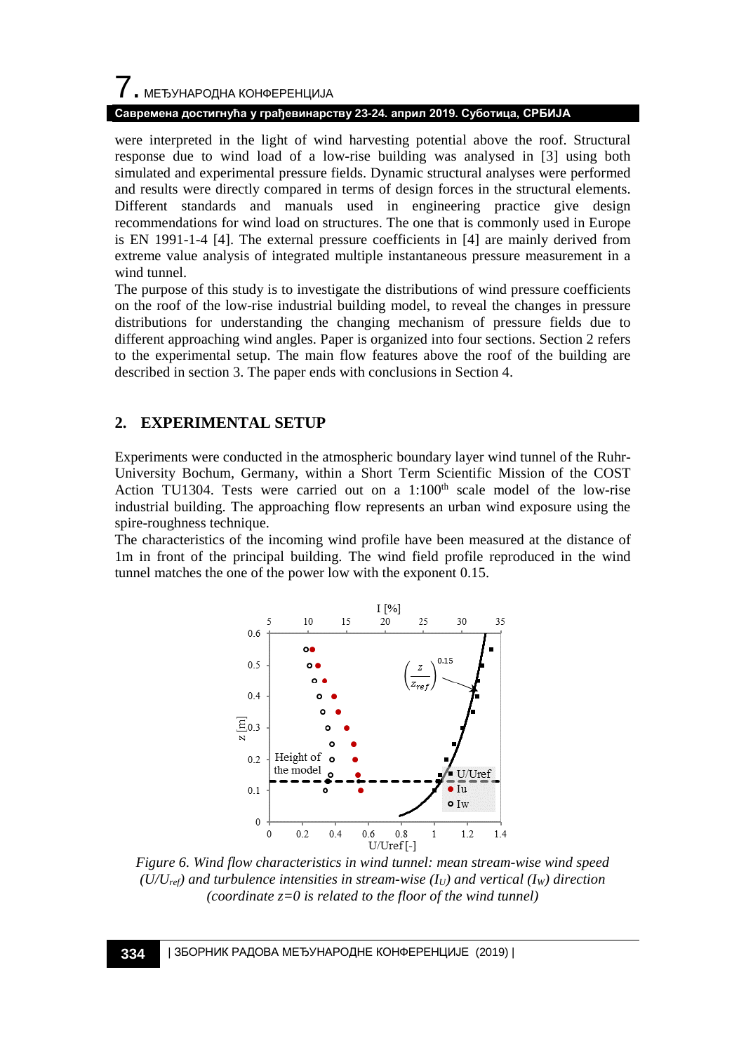were interpreted in the light of wind harvesting potential above the roof. Structural response due to wind load of a low-rise building was analysed in [3] using both simulated and experimental pressure fields. Dynamic structural analyses were performed and results were directly compared in terms of design forces in the structural elements. Different standards and manuals used in engineering practice give design recommendations for wind load on structures. The one that is commonly used in Europe is EN 1991-1-4 [4]. The external pressure coefficients in [4] are mainly derived from extreme value analysis of integrated multiple instantaneous pressure measurement in a wind tunnel.

The purpose of this study is to investigate the distributions of wind pressure coefficients on the roof of the low-rise industrial building model, to reveal the changes in pressure distributions for understanding the changing mechanism of pressure fields due to different approaching wind angles. Paper is organized into four sections. Section 2 refers to the experimental setup. The main flow features above the roof of the building are described in section 3. The paper ends with conclusions in Section 4.

## 2. EXPERIMENTAL SETUP

Experiments were conducted in the atmospheric boundary layer wind tunnel of the Ruhr-University Bochum, Germany, within a Short Term Scientific Mission of the COST Action TU1304. Tests were carried out on a 1:100$^{th}$ scale model of the low-rise industrial building. The approaching flow represents an urban wind exposure using the spire-roughness technique.

The characteristics of the incoming wind profile have been measured at the distance of 1m in front of the principal building. The wind field profile reproduced in the wind tunnel matches the one of the power low with the exponent 0.15.

*Figure 6. Wind flow characteristics in wind tunnel: mean stream-wise wind speed ($U/U_{ref}$) and turbulence intensities in stream-wise ($I_U$) and vertical ($I_W$) direction (coordinate z=0 is related to the floor of the wind tunnel)*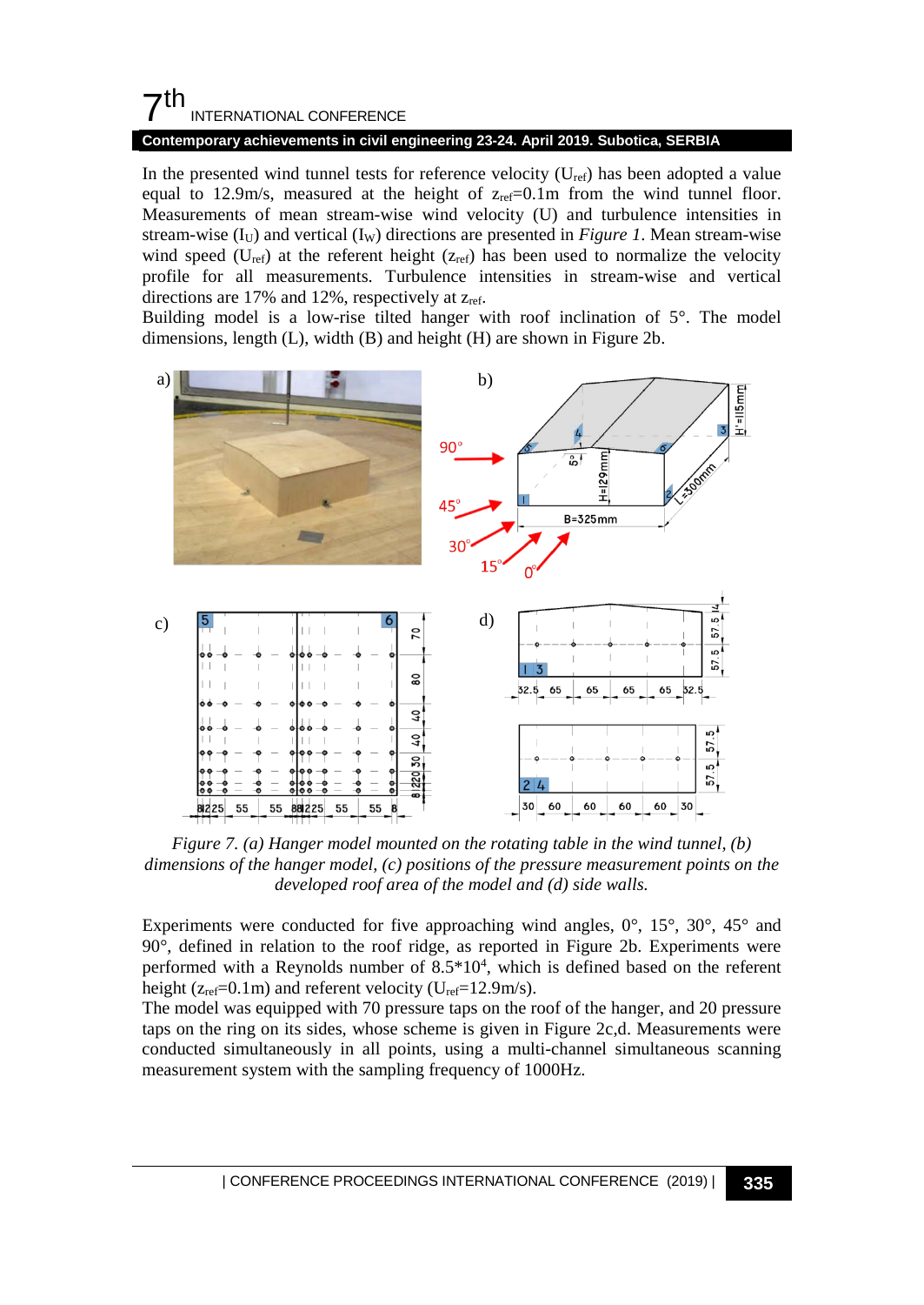In the presented wind tunnel tests for reference velocity ($U_{ref}$) has been adopted a value equal to 12.9m/s, measured at the height of $z_{ref}$=0.1m from the wind tunnel floor. Measurements of mean stream-wise wind velocity (U) and turbulence intensities in stream-wise ($I_U$) and vertical ($I_W$) directions are presented in *Figure 1*. Mean stream-wise wind speed ($U_{ref}$) at the referent height ($z_{ref}$) has been used to normalize the velocity profile for all measurements. Turbulence intensities in stream-wise and vertical directions are 17% and 12%, respectively at $z_{ref}$.
Building model is a low-rise tilted hanger with roof inclination of 5°. The model dimensions, length (L), width (B) and height (H) are shown in Figure 2b.

*Figure 7. (a) Hanger model mounted on the rotating table in the wind tunnel, (b) dimensions of the hanger model, (c) positions of the pressure measurement points on the developed roof area of the model and (d) side walls.*

Experiments were conducted for five approaching wind angles, 0°, 15°, 30°, 45° and 90°, defined in relation to the roof ridge, as reported in Figure 2b. Experiments were performed with a Reynolds number of $8.5*10^4$, which is defined based on the referent height ($z_{ref}$=0.1m) and referent velocity ($U_{ref}$=12.9m/s).
The model was equipped with 70 pressure taps on the roof of the hanger, and 20 pressure taps on the ring on its sides, whose scheme is given in Figure 2c,d. Measurements were conducted simultaneously in all points, using a multi-channel simultaneous scanning measurement system with the sampling frequency of 1000Hz.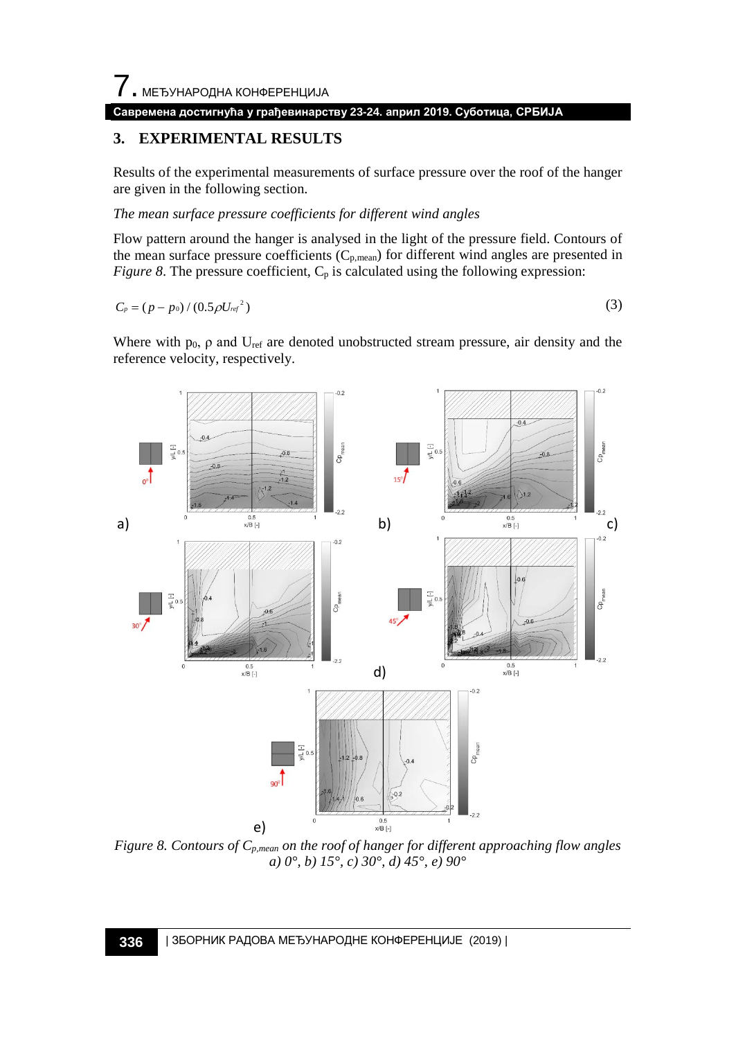## 3. EXPERIMENTAL RESULTS

Results of the experimental measurements of surface pressure over the roof of the hanger are given in the following section.

*The mean surface pressure coefficients for different wind angles*

Flow pattern around the hanger is analysed in the light of the pressure field. Contours of the mean surface pressure coefficients ($C_{p,mean}$) for different wind angles are presented in *Figure 8*. The pressure coefficient, $C_p$ is calculated using the following expression:

$$C_p = (p - p_0) / (0.5 \rho U_{ref}^{\,2}) \tag{3}$$

Where with $p_0$, $\rho$ and $U_{ref}$ are denoted unobstructed stream pressure, air density and the reference velocity, respectively.

*Figure 8. Contours of $C_{p,mean}$ on the roof of hanger for different approaching flow angles a) 0°, b) 15°, c) 30°, d) 45°, e) 90°*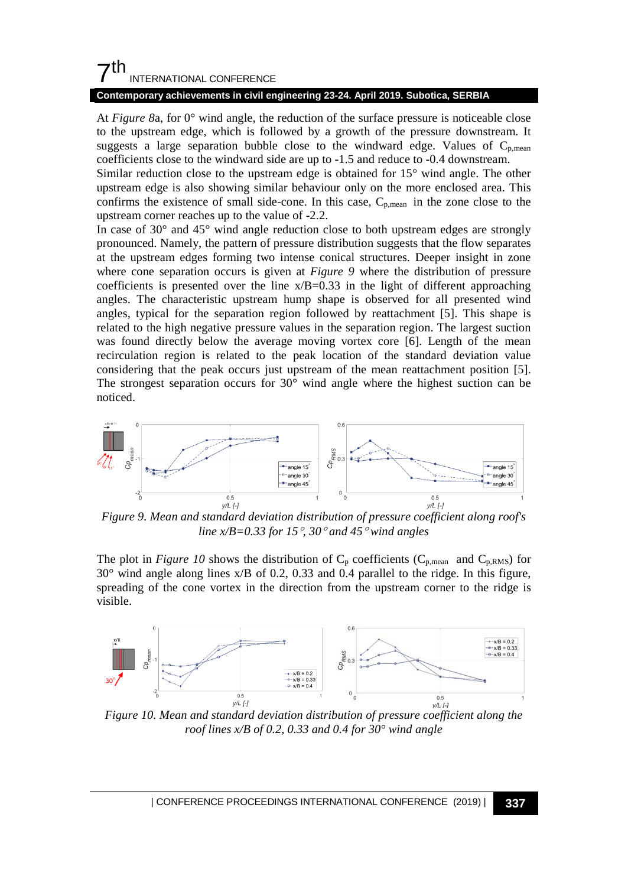At *Figure 8*a, for 0° wind angle, the reduction of the surface pressure is noticeable close to the upstream edge, which is followed by a growth of the pressure downstream. It suggests a large separation bubble close to the windward edge. Values of $C_{p,mean}$ coefficients close to the windward side are up to -1.5 and reduce to -0.4 downstream.

Similar reduction close to the upstream edge is obtained for 15° wind angle. The other upstream edge is also showing similar behaviour only on the more enclosed area. This confirms the existence of small side-cone. In this case, $C_{p,mean}$ in the zone close to the upstream corner reaches up to the value of -2.2.

In case of 30° and 45° wind angle reduction close to both upstream edges are strongly pronounced. Namely, the pattern of pressure distribution suggests that the flow separates at the upstream edges forming two intense conical structures. Deeper insight in zone where cone separation occurs is given at *Figure 9* where the distribution of pressure coefficients is presented over the line x/B=0.33 in the light of different approaching angles. The characteristic upstream hump shape is observed for all presented wind angles, typical for the separation region followed by reattachment [5]. This shape is related to the high negative pressure values in the separation region. The largest suction was found directly below the average moving vortex core [6]. Length of the mean recirculation region is related to the peak location of the standard deviation value considering that the peak occurs just upstream of the mean reattachment position [5]. The strongest separation occurs for 30° wind angle where the highest suction can be noticed.

*Figure 9. Mean and standard deviation distribution of pressure coefficient along roof's line x/B=0.33 for 15°, 30° and 45° wind angles*

The plot in *Figure 10* shows the distribution of $C_p$ coefficients ($C_{p,mean}$ and $C_{p,RMS}$) for 30° wind angle along lines x/B of 0.2, 0.33 and 0.4 parallel to the ridge. In this figure, spreading of the cone vortex in the direction from the upstream corner to the ridge is visible.

*Figure 10. Mean and standard deviation distribution of pressure coefficient along the roof lines x/B of 0.2, 0.33 and 0.4 for 30° wind angle*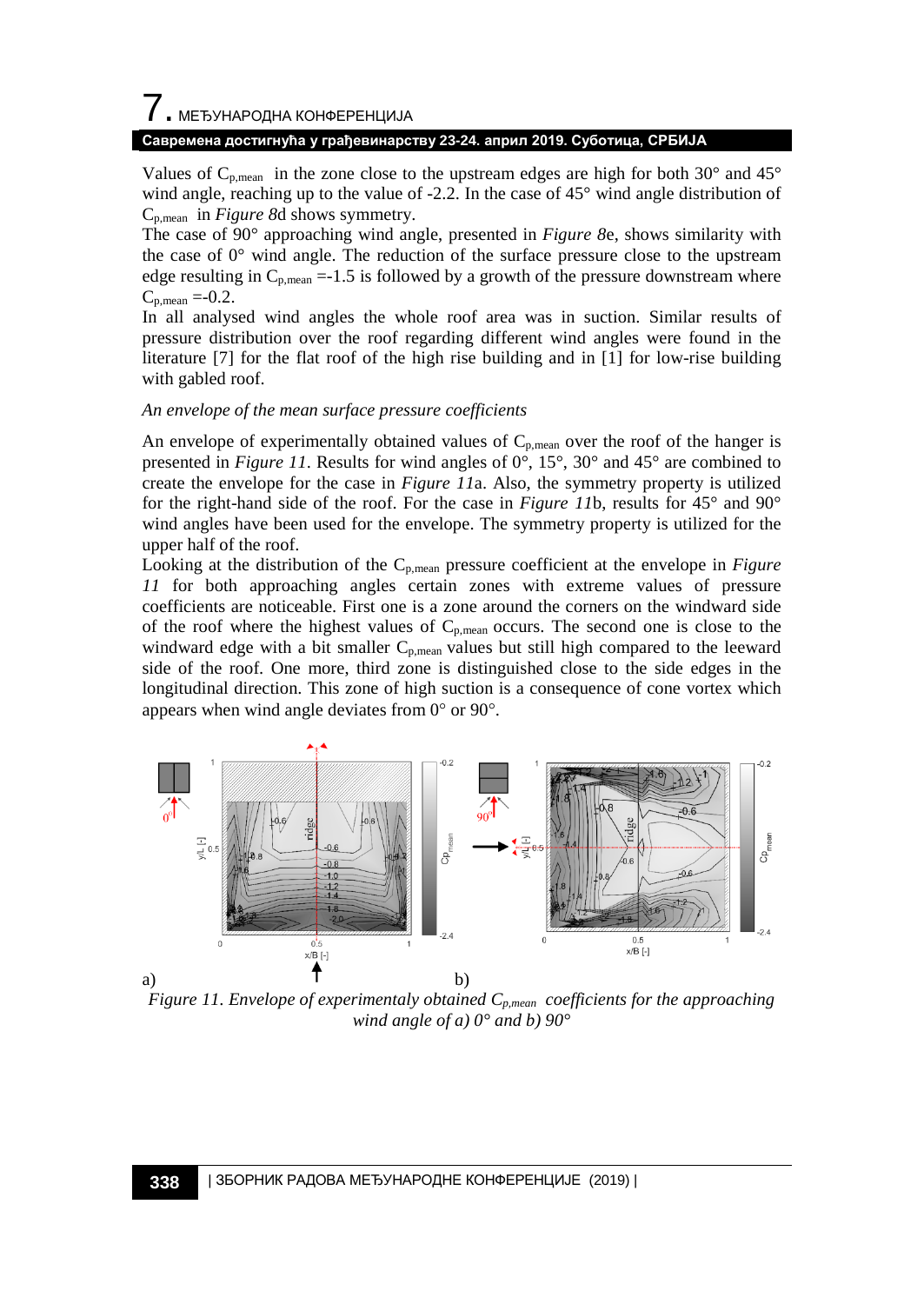Values of $C_{p,mean}$ in the zone close to the upstream edges are high for both 30° and 45° wind angle, reaching up to the value of -2.2. In the case of 45° wind angle distribution of $C_{p,mean}$ in *Figure 8*d shows symmetry.

The case of 90° approaching wind angle, presented in *Figure 8*e, shows similarity with the case of 0° wind angle. The reduction of the surface pressure close to the upstream edge resulting in $C_{p,mean}$ =-1.5 is followed by a growth of the pressure downstream where $C_{p,mean}$ =-0.2.

In all analysed wind angles the whole roof area was in suction. Similar results of pressure distribution over the roof regarding different wind angles were found in the literature [7] for the flat roof of the high rise building and in [1] for low-rise building with gabled roof.

*An envelope of the mean surface pressure coefficients*

An envelope of experimentally obtained values of $C_{p,mean}$ over the roof of the hanger is presented in *Figure 11*. Results for wind angles of 0°, 15°, 30° and 45° are combined to create the envelope for the case in *Figure 11*a. Also, the symmetry property is utilized for the right-hand side of the roof. For the case in *Figure 11*b, results for 45° and 90° wind angles have been used for the envelope. The symmetry property is utilized for the upper half of the roof.

Looking at the distribution of the $C_{p,mean}$ pressure coefficient at the envelope in *Figure 11* for both approaching angles certain zones with extreme values of pressure coefficients are noticeable. First one is a zone around the corners on the windward side of the roof where the highest values of $C_{p,mean}$ occurs. The second one is close to the windward edge with a bit smaller $C_{p,mean}$ values but still high compared to the leeward side of the roof. One more, third zone is distinguished close to the side edges in the longitudinal direction. This zone of high suction is a consequence of cone vortex which appears when wind angle deviates from 0° or 90°.

a) b)

*Figure 11. Envelope of experimentaly obtained $C_{p,mean}$ coefficients for the approaching wind angle of a) 0° and b) 90°*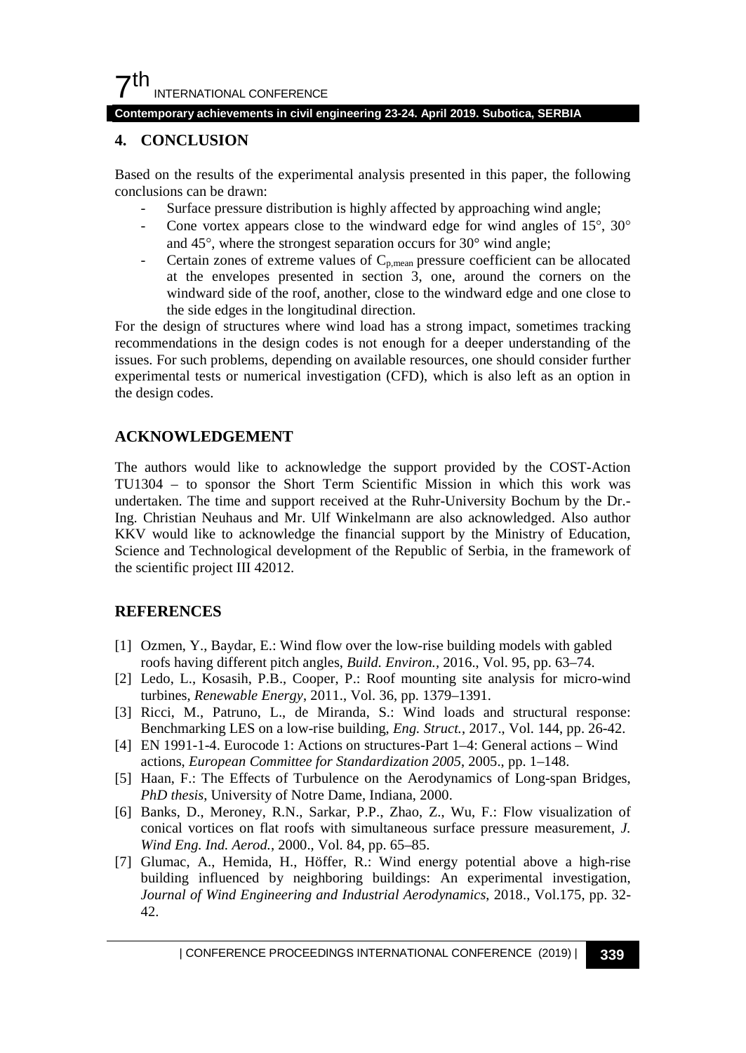## 4. CONCLUSION

Based on the results of the experimental analysis presented in this paper, the following conclusions can be drawn:

- Surface pressure distribution is highly affected by approaching wind angle;
- Cone vortex appears close to the windward edge for wind angles of 15°, 30° and 45°, where the strongest separation occurs for 30° wind angle;
- Certain zones of extreme values of $C_{p,mean}$ pressure coefficient can be allocated at the envelopes presented in section 3, one, around the corners on the windward side of the roof, another, close to the windward edge and one close to the side edges in the longitudinal direction.

For the design of structures where wind load has a strong impact, sometimes tracking recommendations in the design codes is not enough for a deeper understanding of the issues. For such problems, depending on available resources, one should consider further experimental tests or numerical investigation (CFD), which is also left as an option in the design codes.

## ACKNOWLEDGEMENT

The authors would like to acknowledge the support provided by the COST-Action TU1304 – to sponsor the Short Term Scientific Mission in which this work was undertaken. The time and support received at the Ruhr-University Bochum by the Dr.-Ing. Christian Neuhaus and Mr. Ulf Winkelmann are also acknowledged. Also author KKV would like to acknowledge the financial support by the Ministry of Education, Science and Technological development of the Republic of Serbia, in the framework of the scientific project III 42012.

## REFERENCES

[1] Ozmen, Y., Baydar, E.: Wind flow over the low-rise building models with gabled roofs having different pitch angles, *Build. Environ.*, 2016., Vol. 95, pp. 63–74.

[2] Ledo, L., Kosasih, P.B., Cooper, P.: Roof mounting site analysis for micro-wind turbines, *Renewable Energy*, 2011., Vol. 36, pp. 1379–1391.

[3] Ricci, M., Patruno, L., de Miranda, S.: Wind loads and structural response: Benchmarking LES on a low-rise building, *Eng. Struct.*, 2017., Vol. 144, pp. 26-42.

[4] EN 1991-1-4. Eurocode 1: Actions on structures-Part 1–4: General actions – Wind actions, *European Committee for Standardization 2005*, 2005., pp. 1–148.

[5] Haan, F.: The Effects of Turbulence on the Aerodynamics of Long-span Bridges, *PhD thesis*, University of Notre Dame, Indiana, 2000.

[6] Banks, D., Meroney, R.N., Sarkar, P.P., Zhao, Z., Wu, F.: Flow visualization of conical vortices on flat roofs with simultaneous surface pressure measurement, *J. Wind Eng. Ind. Aerod.*, 2000., Vol. 84, pp. 65–85.

[7] Glumac, A., Hemida, H., Höffer, R.: Wind energy potential above a high-rise building influenced by neighboring buildings: An experimental investigation, *Journal of Wind Engineering and Industrial Aerodynamics*, 2018., Vol.175, pp. 32-42.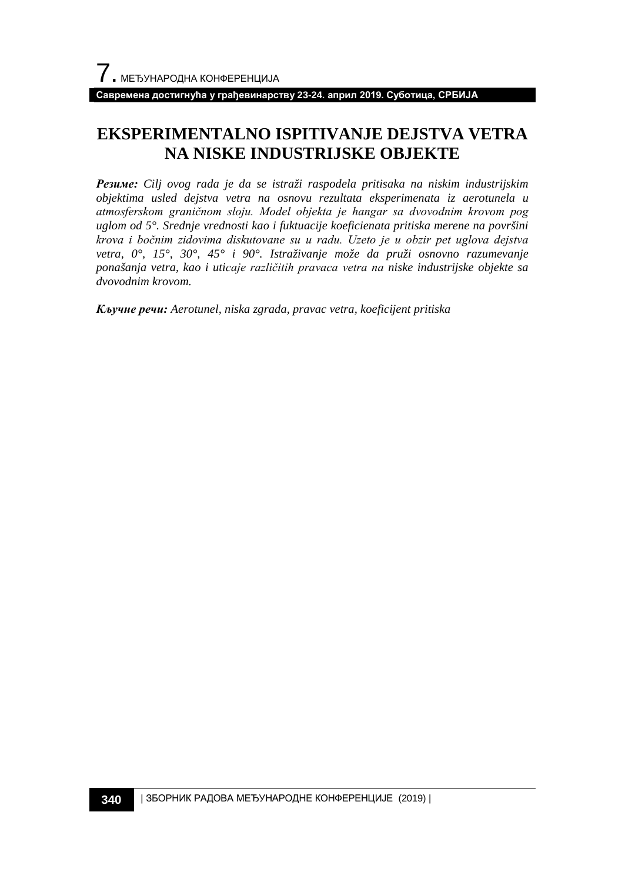# EKSPERIMENTALNO ISPITIVANJE DEJSTVA VETRA NA NISKE INDUSTRIJSKE OBJEKTE

***Резиме:*** *Cilj ovog rada je da se istraži raspodela pritisaka na niskim industrijskim objektima usled dejstva vetra na osnovu rezultata eksperimenata iz aerotunela u atmosferskom graničnom sloju. Model objekta je hangar sa dvovodnim krovom pog uglom od 5°. Srednje vrednosti kao i fuktuacije koeficienata pritiska merene na površini krova i bočnim zidovima diskutovane su u radu. Uzeto je u obzir pet uglova dejstva vetra, 0°, 15°, 30°, 45° i 90°. Istraživanje može da pruži osnovno razumevanje ponašanja vetra, kao i uticaje različitih pravaca vetra na niske industrijske objekte sa dvovodnim krovom.*

***Кључне речи:*** *Aerotunel, niska zgrada, pravac vetra, koeficijent pritiska*